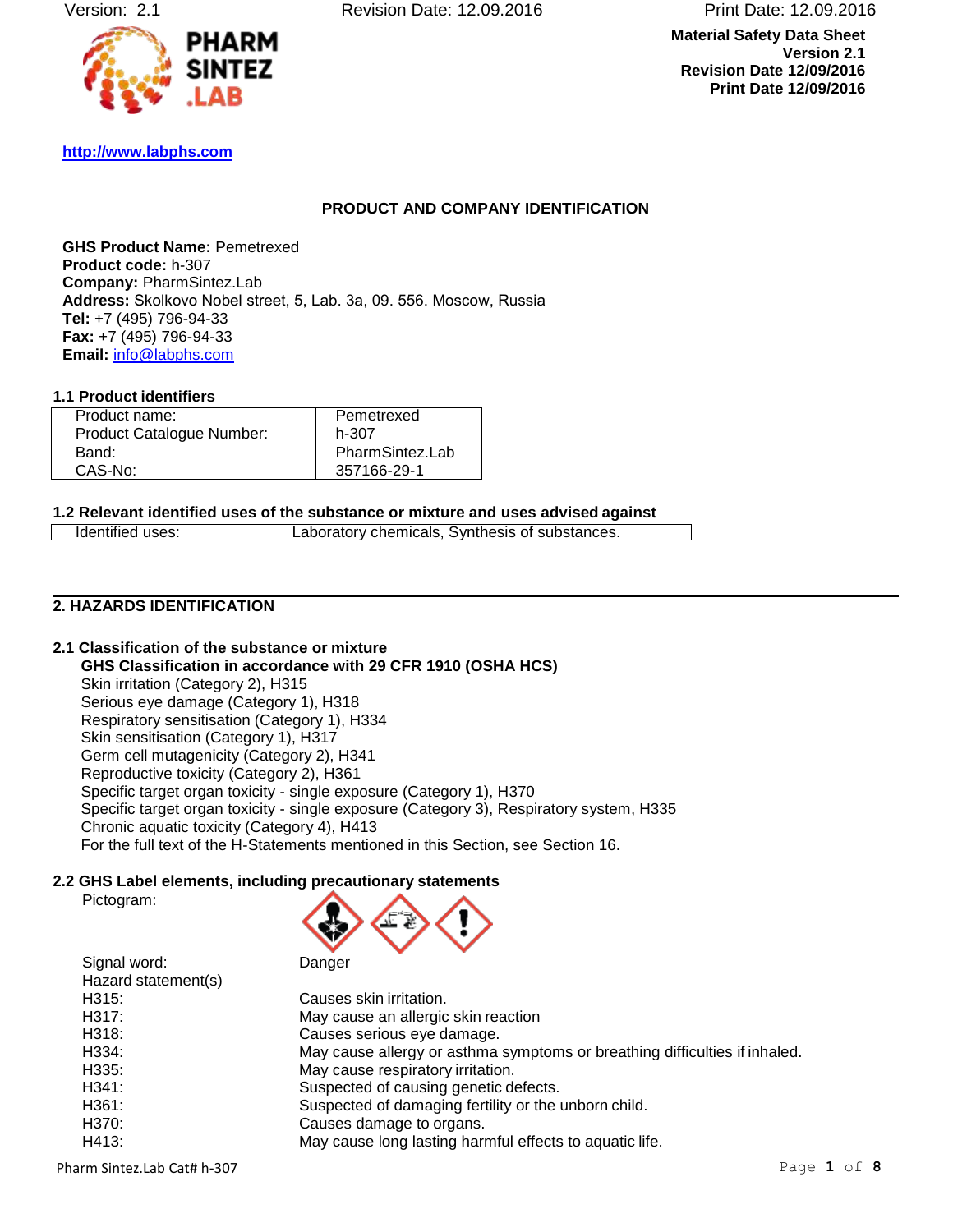**Material Safety Data Sheet**
**Version 2.1**
**Revision Date 12/09/2016**
**Print Date 12/09/2016**

**PHARM SINTEZ .LAB**

**http://www.labphs.com**

## PRODUCT AND COMPANY IDENTIFICATION

**GHS Product Name:** Pemetrexed
**Product code:** h-307
**Company:** PharmSintez.Lab
**Address:** Skolkovo Nobel street, 5, Lab. 3a, 09. 556. Moscow, Russia
**Tel:** +7 (495) 796-94-33
**Fax:** +7 (495) 796-94-33
**Email:** info@labphs.com

### 1.1 Product identifiers

| Product name: | Pemetrexed |
|---|---|
| Product Catalogue Number: | h-307 |
| Band: | PharmSintez.Lab |
| CAS-No: | 357166-29-1 |

### 1.2 Relevant identified uses of the substance or mixture and uses advised against

| Identified uses: | Laboratory chemicals, Synthesis of substances. |
|---|---|

## 2. HAZARDS IDENTIFICATION

### 2.1 Classification of the substance or mixture

**GHS Classification in accordance with 29 CFR 1910 (OSHA HCS)**

Skin irritation (Category 2), H315
Serious eye damage (Category 1), H318
Respiratory sensitisation (Category 1), H334
Skin sensitisation (Category 1), H317
Germ cell mutagenicity (Category 2), H341
Reproductive toxicity (Category 2), H361
Specific target organ toxicity - single exposure (Category 1), H370
Specific target organ toxicity - single exposure (Category 3), Respiratory system, H335
Chronic aquatic toxicity (Category 4), H413
For the full text of the H-Statements mentioned in this Section, see Section 16.

### 2.2 GHS Label elements, including precautionary statements

Pictogram:

Signal word: Danger

Hazard statement(s)

| | |
|---|---|
| H315: | Causes skin irritation. |
| H317: | May cause an allergic skin reaction |
| H318: | Causes serious eye damage. |
| H334: | May cause allergy or asthma symptoms or breathing difficulties if inhaled. |
| H335: | May cause respiratory irritation. |
| H341: | Suspected of causing genetic defects. |
| H361: | Suspected of damaging fertility or the unborn child. |
| H370: | Causes damage to organs. |
| H413: | May cause long lasting harmful effects to aquatic life. |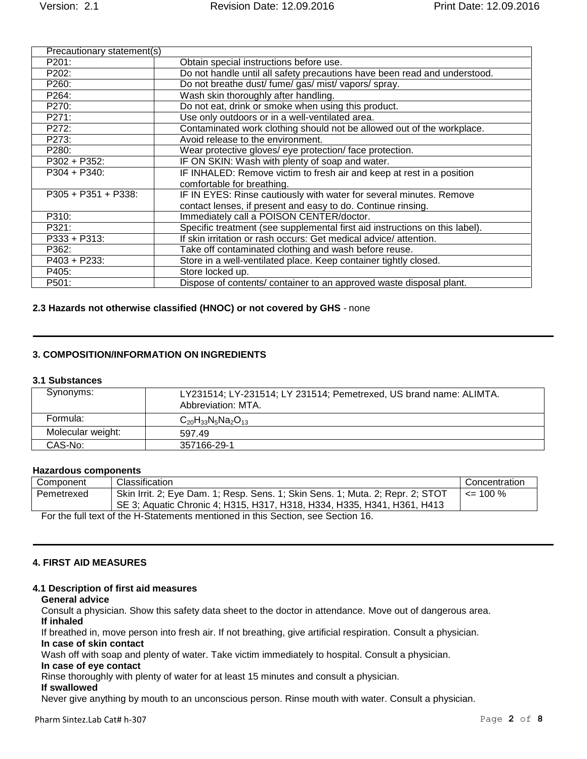| Precautionary statement(s) | |
|---|---|
| P201: | Obtain special instructions before use. |
| P202: | Do not handle until all safety precautions have been read and understood. |
| P260: | Do not breathe dust/ fume/ gas/ mist/ vapors/ spray. |
| P264: | Wash skin thoroughly after handling. |
| P270: | Do not eat, drink or smoke when using this product. |
| P271: | Use only outdoors or in a well-ventilated area. |
| P272: | Contaminated work clothing should not be allowed out of the workplace. |
| P273: | Avoid release to the environment. |
| P280: | Wear protective gloves/ eye protection/ face protection. |
| P302 + P352: | IF ON SKIN: Wash with plenty of soap and water. |
| P304 + P340: | IF INHALED: Remove victim to fresh air and keep at rest in a position comfortable for breathing. |
| P305 + P351 + P338: | IF IN EYES: Rinse cautiously with water for several minutes. Remove contact lenses, if present and easy to do. Continue rinsing. |
| P310: | Immediately call a POISON CENTER/doctor. |
| P321: | Specific treatment (see supplemental first aid instructions on this label). |
| P333 + P313: | If skin irritation or rash occurs: Get medical advice/ attention. |
| P362: | Take off contaminated clothing and wash before reuse. |
| P403 + P233: | Store in a well-ventilated place. Keep container tightly closed. |
| P405: | Store locked up. |
| P501: | Dispose of contents/ container to an approved waste disposal plant. |

**2.3 Hazards not otherwise classified (HNOC) or not covered by GHS** - none

## 3. COMPOSITION/INFORMATION ON INGREDIENTS

### 3.1 Substances

| Synonyms: | LY231514; LY-231514; LY 231514; Pemetrexed, US brand name: ALIMTA. Abbreviation: MTA. |
|---|---|
| Formula: | $C_{20}H_{33}N_5Na_2O_{13}$ |
| Molecular weight: | 597.49 |
| CAS-No: | 357166-29-1 |

**Hazardous components**

| Component | Classification | Concentration |
|---|---|---|
| Pemetrexed | Skin Irrit. 2; Eye Dam. 1; Resp. Sens. 1; Skin Sens. 1; Muta. 2; Repr. 2; STOT SE 3; Aquatic Chronic 4; H315, H317, H318, H334, H335, H341, H361, H413 | <= 100 % |

For the full text of the H-Statements mentioned in this Section, see Section 16.

## 4. FIRST AID MEASURES

### 4.1 Description of first aid measures

**General advice**

Consult a physician. Show this safety data sheet to the doctor in attendance. Move out of dangerous area.

**If inhaled**

If breathed in, move person into fresh air. If not breathing, give artificial respiration. Consult a physician.

**In case of skin contact**

Wash off with soap and plenty of water. Take victim immediately to hospital. Consult a physician.

**In case of eye contact**

Rinse thoroughly with plenty of water for at least 15 minutes and consult a physician.

**If swallowed**

Never give anything by mouth to an unconscious person. Rinse mouth with water. Consult a physician.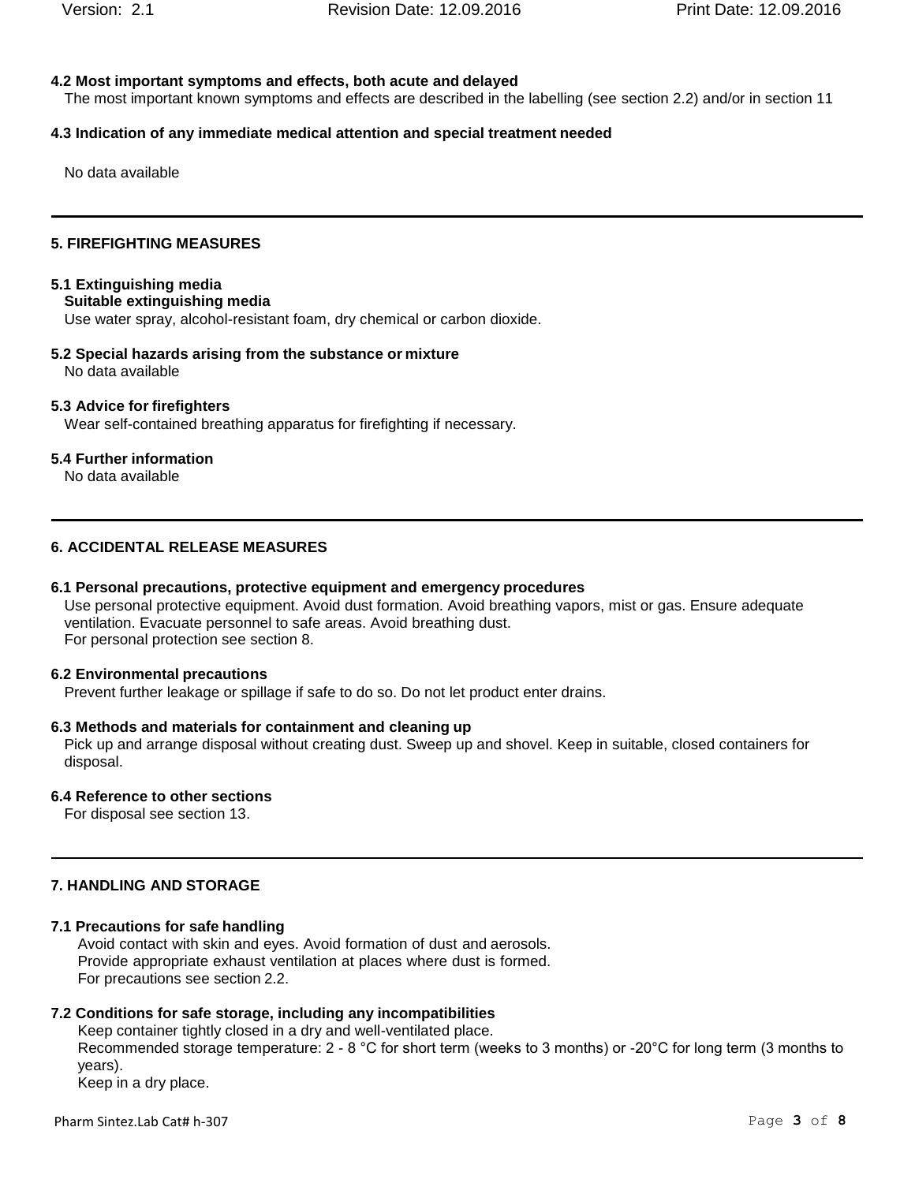### 4.2 Most important symptoms and effects, both acute and delayed

The most important known symptoms and effects are described in the labelling (see section 2.2) and/or in section 11

### 4.3 Indication of any immediate medical attention and special treatment needed

No data available

## 5. FIREFIGHTING MEASURES

### 5.1 Extinguishing media

**Suitable extinguishing media**

Use water spray, alcohol-resistant foam, dry chemical or carbon dioxide.

### 5.2 Special hazards arising from the substance or mixture

No data available

### 5.3 Advice for firefighters

Wear self-contained breathing apparatus for firefighting if necessary.

### 5.4 Further information

No data available

## 6. ACCIDENTAL RELEASE MEASURES

### 6.1 Personal precautions, protective equipment and emergency procedures

Use personal protective equipment. Avoid dust formation. Avoid breathing vapors, mist or gas. Ensure adequate ventilation. Evacuate personnel to safe areas. Avoid breathing dust.
For personal protection see section 8.

### 6.2 Environmental precautions

Prevent further leakage or spillage if safe to do so. Do not let product enter drains.

### 6.3 Methods and materials for containment and cleaning up

Pick up and arrange disposal without creating dust. Sweep up and shovel. Keep in suitable, closed containers for disposal.

### 6.4 Reference to other sections

For disposal see section 13.

## 7. HANDLING AND STORAGE

### 7.1 Precautions for safe handling

Avoid contact with skin and eyes. Avoid formation of dust and aerosols.
Provide appropriate exhaust ventilation at places where dust is formed.
For precautions see section 2.2.

### 7.2 Conditions for safe storage, including any incompatibilities

Keep container tightly closed in a dry and well-ventilated place.
Recommended storage temperature: 2 - 8 °C for short term (weeks to 3 months) or -20°C for long term (3 months to years).
Keep in a dry place.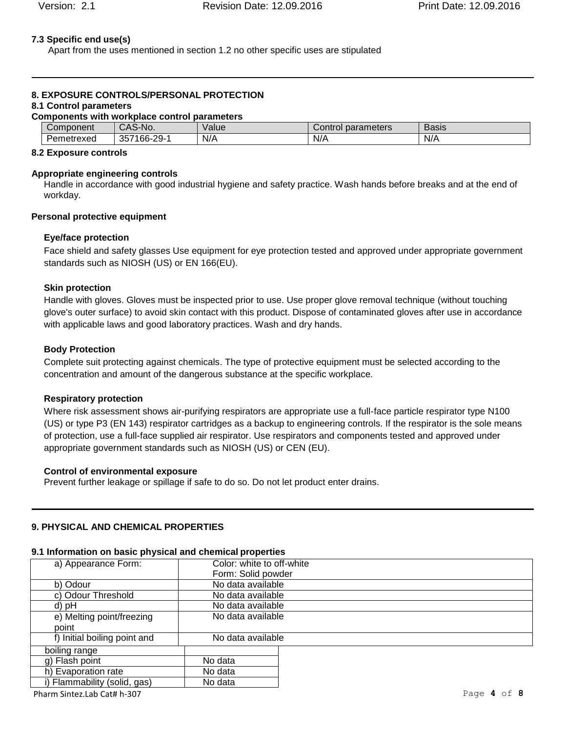### 7.3 Specific end use(s)

Apart from the uses mentioned in section 1.2 no other specific uses are stipulated

## 8. EXPOSURE CONTROLS/PERSONAL PROTECTION

### 8.1 Control parameters

**Components with workplace control parameters**

| Component | CAS-No. | Value | Control parameters | Basis |
|---|---|---|---|---|
| Pemetrexed | 357166-29-1 | N/A | N/A | N/A |

### 8.2 Exposure controls

**Appropriate engineering controls**

Handle in accordance with good industrial hygiene and safety practice. Wash hands before breaks and at the end of workday.

**Personal protective equipment**

**Eye/face protection**

Face shield and safety glasses Use equipment for eye protection tested and approved under appropriate government standards such as NIOSH (US) or EN 166(EU).

**Skin protection**

Handle with gloves. Gloves must be inspected prior to use. Use proper glove removal technique (without touching glove's outer surface) to avoid skin contact with this product. Dispose of contaminated gloves after use in accordance with applicable laws and good laboratory practices. Wash and dry hands.

**Body Protection**

Complete suit protecting against chemicals. The type of protective equipment must be selected according to the concentration and amount of the dangerous substance at the specific workplace.

**Respiratory protection**

Where risk assessment shows air-purifying respirators are appropriate use a full-face particle respirator type N100 (US) or type P3 (EN 143) respirator cartridges as a backup to engineering controls. If the respirator is the sole means of protection, use a full-face supplied air respirator. Use respirators and components tested and approved under appropriate government standards such as NIOSH (US) or CEN (EU).

**Control of environmental exposure**

Prevent further leakage or spillage if safe to do so. Do not let product enter drains.

## 9. PHYSICAL AND CHEMICAL PROPERTIES

### 9.1 Information on basic physical and chemical properties

| Property | Value |
|---|---|
| a) Appearance Form: | Color: white to off-white<br>Form: Solid powder |
| b) Odour | No data available |
| c) Odour Threshold | No data available |
| d) pH | No data available |
| e) Melting point/freezing point | No data available |
| f) Initial boiling point and boiling range | No data available |
| g) Flash point | No data |
| h) Evaporation rate | No data |
| i) Flammability (solid, gas) | No data |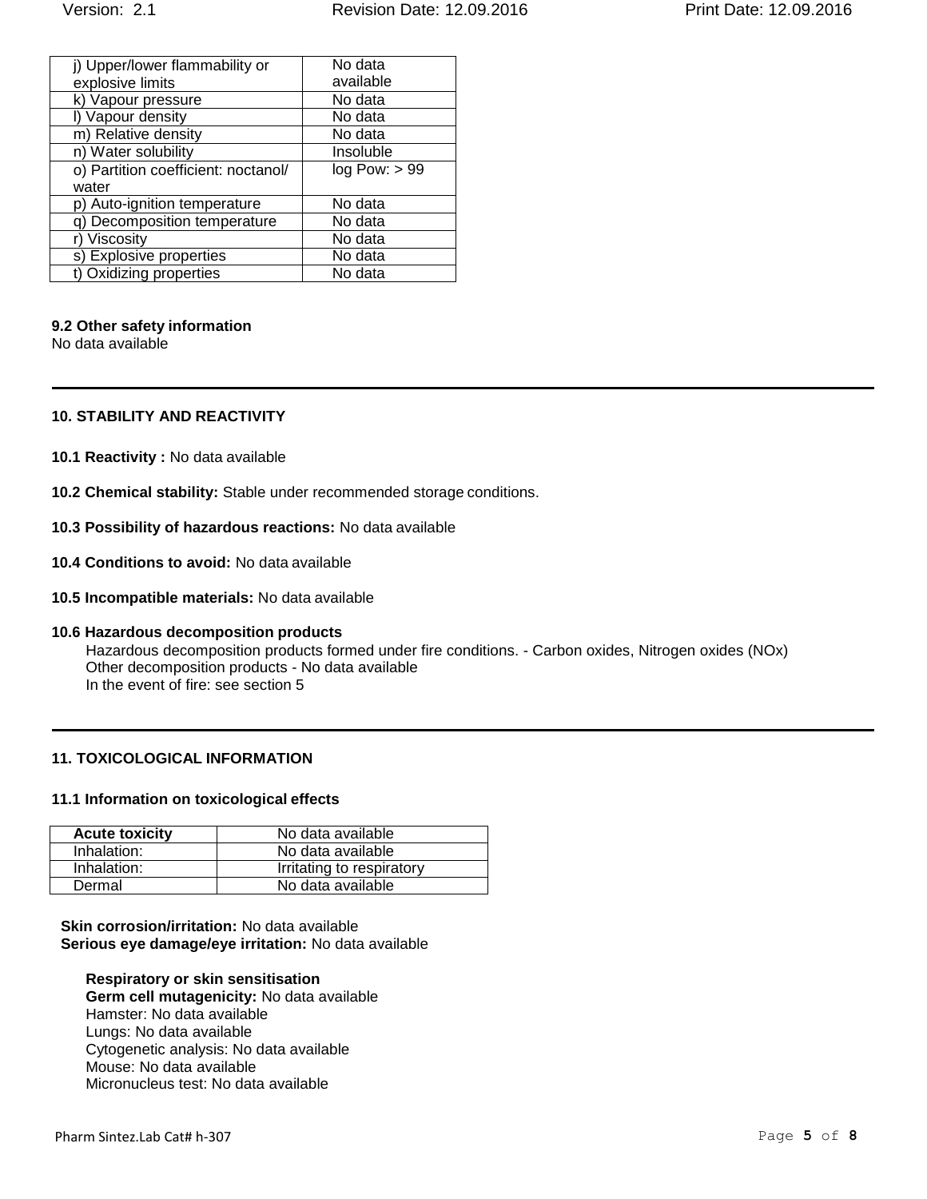| j) Upper/lower flammability or explosive limits | No data available |
|---|---|
| k) Vapour pressure | No data |
| l) Vapour density | No data |
| m) Relative density | No data |
| n) Water solubility | Insoluble |
| o) Partition coefficient: noctanol/ water | log Pow: > 99 |
| p) Auto-ignition temperature | No data |
| q) Decomposition temperature | No data |
| r) Viscosity | No data |
| s) Explosive properties | No data |
| t) Oxidizing properties | No data |

**9.2 Other safety information**

No data available

## 10. STABILITY AND REACTIVITY

**10.1 Reactivity :** No data available

**10.2 Chemical stability:** Stable under recommended storage conditions.

**10.3 Possibility of hazardous reactions:** No data available

**10.4 Conditions to avoid:** No data available

**10.5 Incompatible materials:** No data available

**10.6 Hazardous decomposition products**

Hazardous decomposition products formed under fire conditions. - Carbon oxides, Nitrogen oxides (NOx)
Other decomposition products - No data available
In the event of fire: see section 5

## 11. TOXICOLOGICAL INFORMATION

**11.1 Information on toxicological effects**

| **Acute toxicity** | No data available |
|---|---|
| Inhalation: | No data available |
| Inhalation: | Irritating to respiratory |
| Dermal | No data available |

**Skin corrosion/irritation:** No data available
**Serious eye damage/eye irritation:** No data available

**Respiratory or skin sensitisation**
**Germ cell mutagenicity:** No data available
Hamster: No data available
Lungs: No data available
Cytogenetic analysis: No data available
Mouse: No data available
Micronucleus test: No data available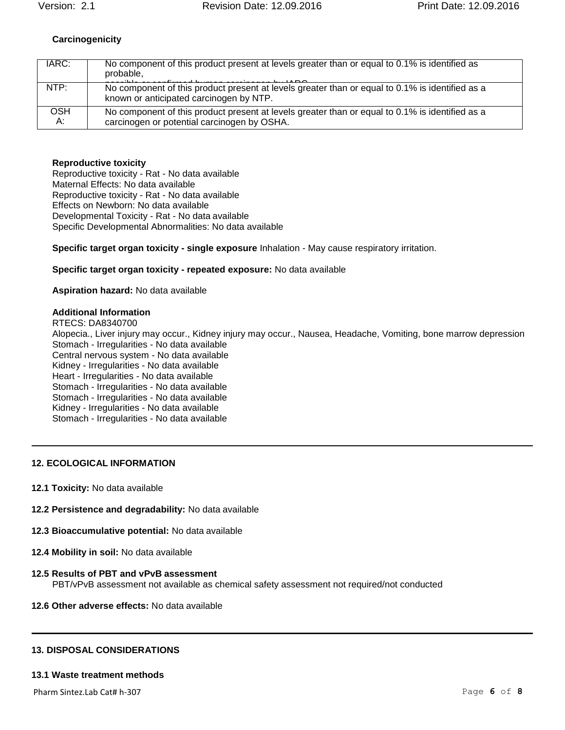### Carcinogenicity

| | |
|---|---|
| IARC: | No component of this product present at levels greater than or equal to 0.1% is identified as probable, possible or confirmed human carcinogen by IARC. |
| NTP: | No component of this product present at levels greater than or equal to 0.1% is identified as a known or anticipated carcinogen by NTP. |
| OSHA: | No component of this product present at levels greater than or equal to 0.1% is identified as a carcinogen or potential carcinogen by OSHA. |

**Reproductive toxicity**
Reproductive toxicity - Rat - No data available
Maternal Effects: No data available
Reproductive toxicity - Rat - No data available
Effects on Newborn: No data available
Developmental Toxicity - Rat - No data available
Specific Developmental Abnormalities: No data available

**Specific target organ toxicity - single exposure** Inhalation - May cause respiratory irritation.

**Specific target organ toxicity - repeated exposure:** No data available

**Aspiration hazard:** No data available

**Additional Information**
RTECS: DA8340700
Alopecia., Liver injury may occur., Kidney injury may occur., Nausea, Headache, Vomiting, bone marrow depression
Stomach - Irregularities - No data available
Central nervous system - No data available
Kidney - Irregularities - No data available
Heart - Irregularities - No data available
Stomach - Irregularities - No data available
Stomach - Irregularities - No data available
Kidney - Irregularities - No data available
Stomach - Irregularities - No data available

## 12. ECOLOGICAL INFORMATION

**12.1 Toxicity:** No data available

**12.2 Persistence and degradability:** No data available

**12.3 Bioaccumulative potential:** No data available

**12.4 Mobility in soil:** No data available

**12.5 Results of PBT and vPvB assessment**
PBT/vPvB assessment not available as chemical safety assessment not required/not conducted

**12.6 Other adverse effects:** No data available

## 13. DISPOSAL CONSIDERATIONS

**13.1 Waste treatment methods**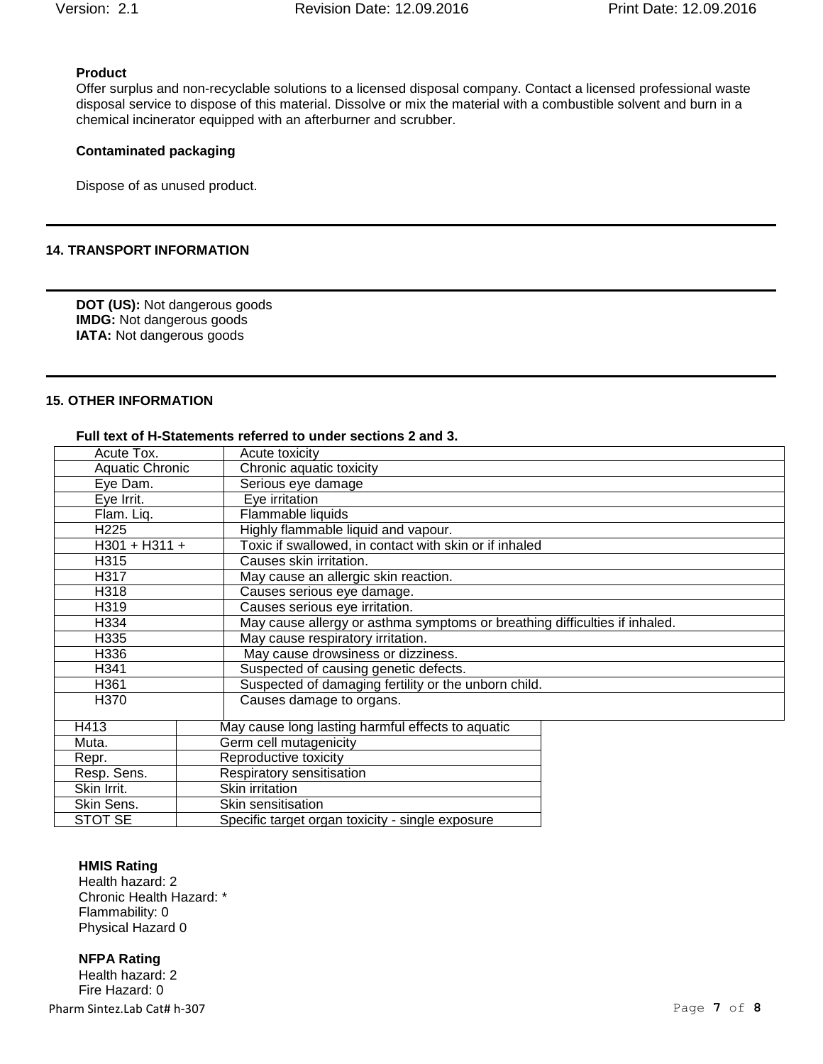**Product**

Offer surplus and non-recyclable solutions to a licensed disposal company. Contact a licensed professional waste disposal service to dispose of this material. Dissolve or mix the material with a combustible solvent and burn in a chemical incinerator equipped with an afterburner and scrubber.

**Contaminated packaging**

Dispose of as unused product.

## 14. TRANSPORT INFORMATION

**DOT (US):** Not dangerous goods
**IMDG:** Not dangerous goods
**IATA:** Not dangerous goods

## 15. OTHER INFORMATION

**Full text of H-Statements referred to under sections 2 and 3.**

| | |
|---|---|
| Acute Tox. | Acute toxicity |
| Aquatic Chronic | Chronic aquatic toxicity |
| Eye Dam. | Serious eye damage |
| Eye Irrit. | Eye irritation |
| Flam. Liq. | Flammable liquids |
| H225 | Highly flammable liquid and vapour. |
| H301 + H311 + | Toxic if swallowed, in contact with skin or if inhaled |
| H315 | Causes skin irritation. |
| H317 | May cause an allergic skin reaction. |
| H318 | Causes serious eye damage. |
| H319 | Causes serious eye irritation. |
| H334 | May cause allergy or asthma symptoms or breathing difficulties if inhaled. |
| H335 | May cause respiratory irritation. |
| H336 | May cause drowsiness or dizziness. |
| H341 | Suspected of causing genetic defects. |
| H361 | Suspected of damaging fertility or the unborn child. |
| H370 | Causes damage to organs. |
| H413 | May cause long lasting harmful effects to aquatic |
| Muta. | Germ cell mutagenicity |
| Repr. | Reproductive toxicity |
| Resp. Sens. | Respiratory sensitisation |
| Skin Irrit. | Skin irritation |
| Skin Sens. | Skin sensitisation |
| STOT SE | Specific target organ toxicity - single exposure |

**HMIS Rating**

Health hazard: 2
Chronic Health Hazard: *
Flammability: 0
Physical Hazard 0

**NFPA Rating**

Health hazard: 2
Fire Hazard: 0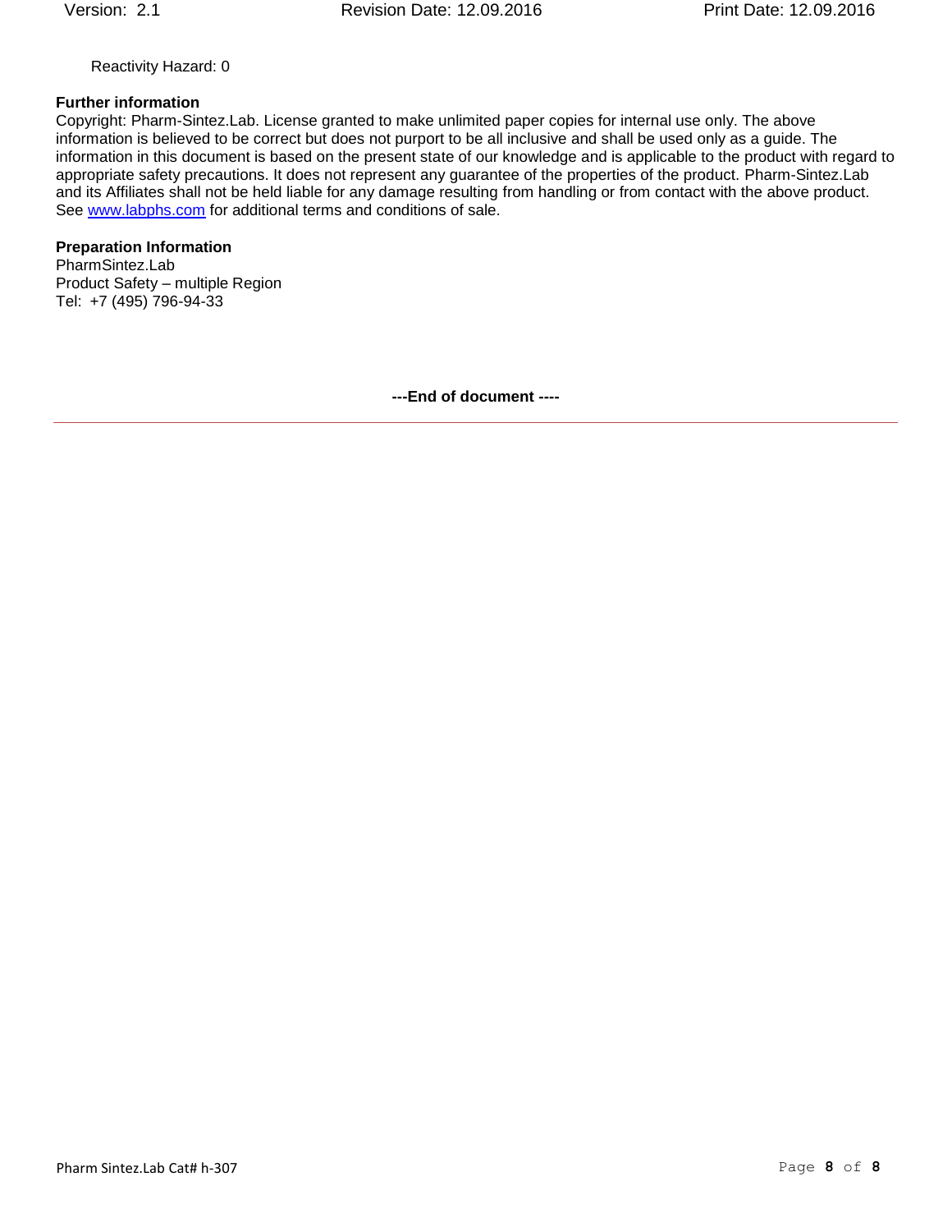Reactivity Hazard: 0

**Further information**

Copyright: Pharm-Sintez.Lab. License granted to make unlimited paper copies for internal use only. The above information is believed to be correct but does not purport to be all inclusive and shall be used only as a guide. The information in this document is based on the present state of our knowledge and is applicable to the product with regard to appropriate safety precautions. It does not represent any guarantee of the properties of the product. Pharm-Sintez.Lab and its Affiliates shall not be held liable for any damage resulting from handling or from contact with the above product. See www.labphs.com for additional terms and conditions of sale.

**Preparation Information**

PharmSintez.Lab
Product Safety – multiple Region
Tel: +7 (495) 796-94-33

**---End of document ----**